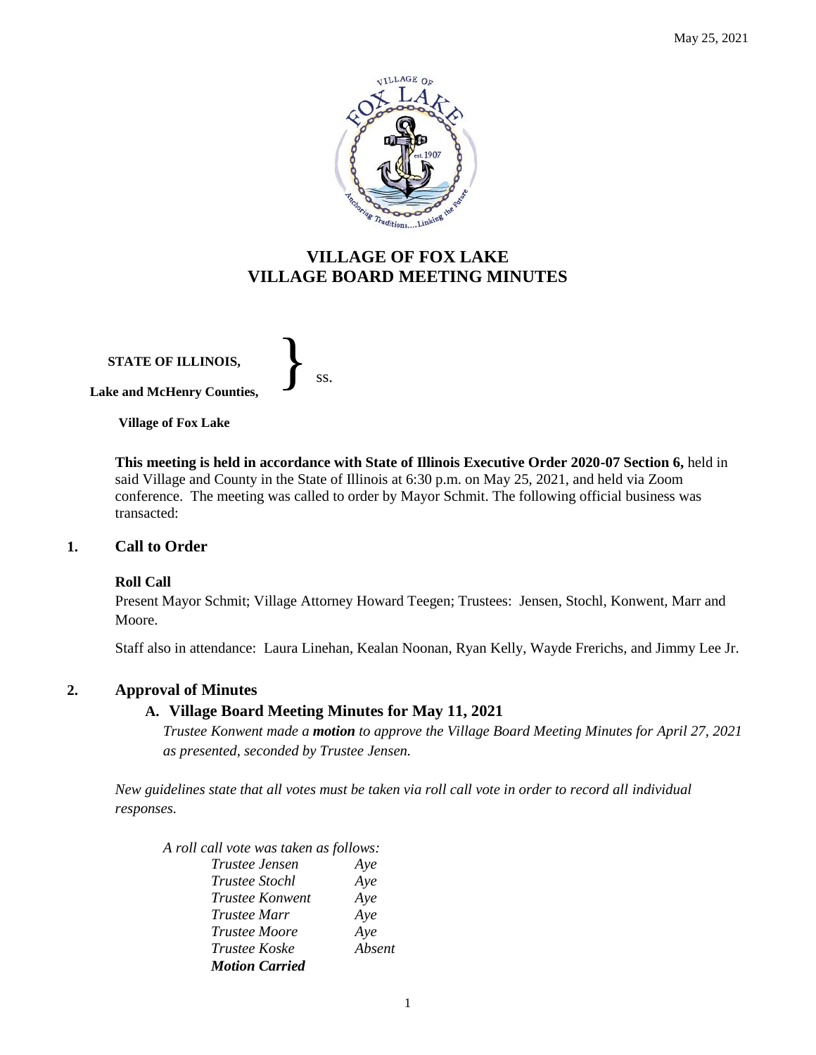May 25, 2021

# VILLAGE OF FOX LAKE
# VILLAGE BOARD MEETING MINUTES

**STATE OF ILLINOIS,**
**Lake and McHenry Counties,** } ss.
**Village of Fox Lake**

**This meeting is held in accordance with State of Illinois Executive Order 2020-07 Section 6,** held in said Village and County in the State of Illinois at 6:30 p.m. on May 25, 2021, and held via Zoom conference. The meeting was called to order by Mayor Schmit. The following official business was transacted:

## 1. Call to Order

**Roll Call**

Present Mayor Schmit; Village Attorney Howard Teegen; Trustees: Jensen, Stochl, Konwent, Marr and Moore.

Staff also in attendance: Laura Linehan, Kealan Noonan, Ryan Kelly, Wayde Frerichs, and Jimmy Lee Jr.

## 2. Approval of Minutes

### A. Village Board Meeting Minutes for May 11, 2021

*Trustee Konwent made a **motion** to approve the Village Board Meeting Minutes for April 27, 2021 as presented, seconded by Trustee Jensen.*

*New guidelines state that all votes must be taken via roll call vote in order to record all individual responses.*

*A roll call vote was taken as follows:*

| | |
|---|---|
| *Trustee Jensen* | *Aye* |
| *Trustee Stochl* | *Aye* |
| *Trustee Konwent* | *Aye* |
| *Trustee Marr* | *Aye* |
| *Trustee Moore* | *Aye* |
| *Trustee Koske* | *Absent* |

***Motion Carried***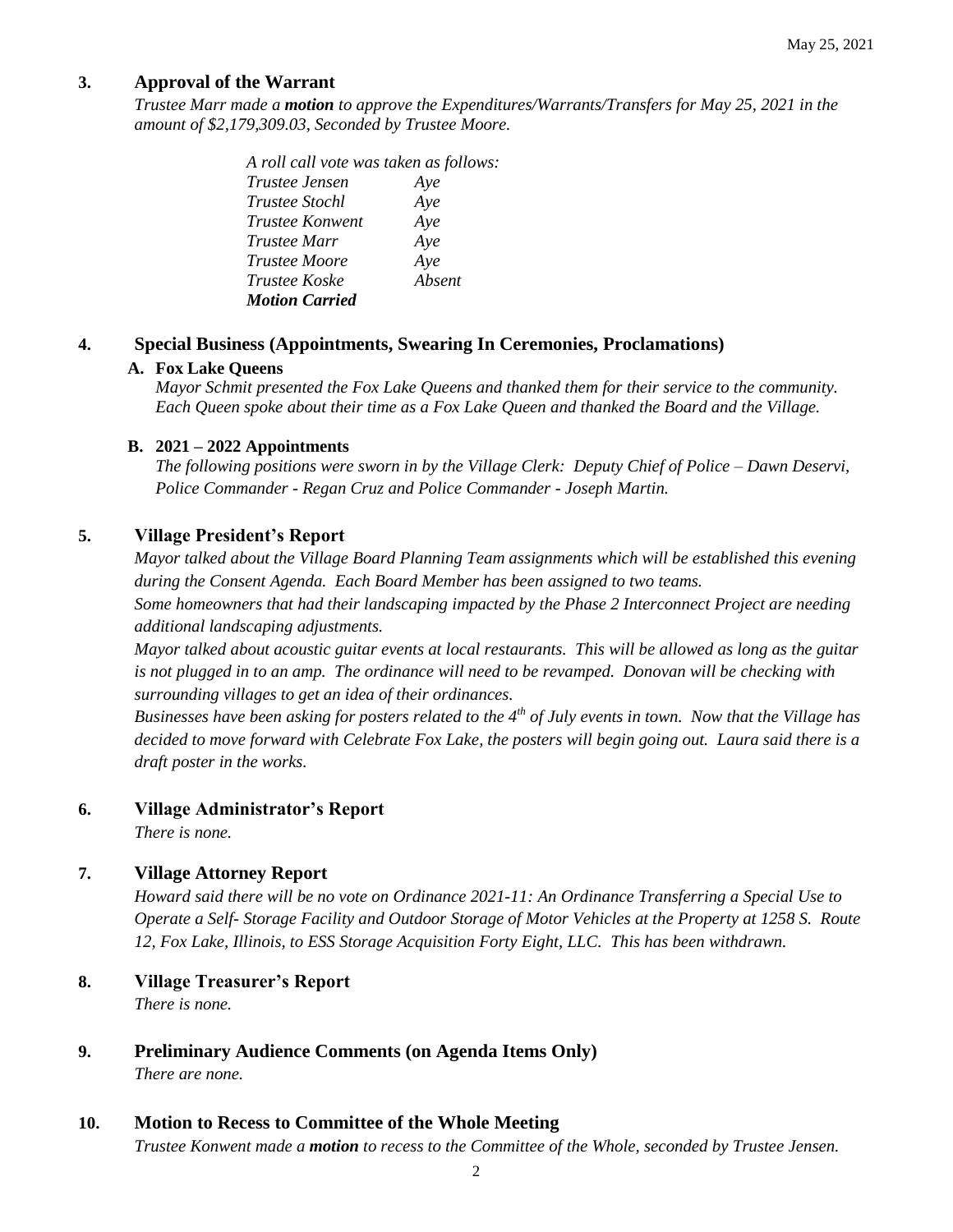## 3. Approval of the Warrant

*Trustee Marr made a **motion** to approve the Expenditures/Warrants/Transfers for May 25, 2021 in the amount of $2,179,309.03, Seconded by Trustee Moore.*

*A roll call vote was taken as follows:*

| | |
|---|---|
| *Trustee Jensen* | *Aye* |
| *Trustee Stochl* | *Aye* |
| *Trustee Konwent* | *Aye* |
| *Trustee Marr* | *Aye* |
| *Trustee Moore* | *Aye* |
| *Trustee Koske* | *Absent* |

***Motion Carried***

## 4. Special Business (Appointments, Swearing In Ceremonies, Proclamations)

### A. Fox Lake Queens

*Mayor Schmit presented the Fox Lake Queens and thanked them for their service to the community. Each Queen spoke about their time as a Fox Lake Queen and thanked the Board and the Village.*

### B. 2021 – 2022 Appointments

*The following positions were sworn in by the Village Clerk: Deputy Chief of Police – Dawn Deservi, Police Commander - Regan Cruz and Police Commander - Joseph Martin.*

## 5. Village President's Report

*Mayor talked about the Village Board Planning Team assignments which will be established this evening during the Consent Agenda. Each Board Member has been assigned to two teams.*

*Some homeowners that had their landscaping impacted by the Phase 2 Interconnect Project are needing additional landscaping adjustments.*

*Mayor talked about acoustic guitar events at local restaurants. This will be allowed as long as the guitar is not plugged in to an amp. The ordinance will need to be revamped. Donovan will be checking with surrounding villages to get an idea of their ordinances.*

*Businesses have been asking for posters related to the 4th of July events in town. Now that the Village has decided to move forward with Celebrate Fox Lake, the posters will begin going out. Laura said there is a draft poster in the works.*

## 6. Village Administrator's Report

*There is none.*

## 7. Village Attorney Report

*Howard said there will be no vote on Ordinance 2021-11: An Ordinance Transferring a Special Use to Operate a Self- Storage Facility and Outdoor Storage of Motor Vehicles at the Property at 1258 S. Route 12, Fox Lake, Illinois, to ESS Storage Acquisition Forty Eight, LLC. This has been withdrawn.*

## 8. Village Treasurer's Report

*There is none.*

## 9. Preliminary Audience Comments (on Agenda Items Only)

*There are none.*

## 10. Motion to Recess to Committee of the Whole Meeting

*Trustee Konwent made a **motion** to recess to the Committee of the Whole, seconded by Trustee Jensen.*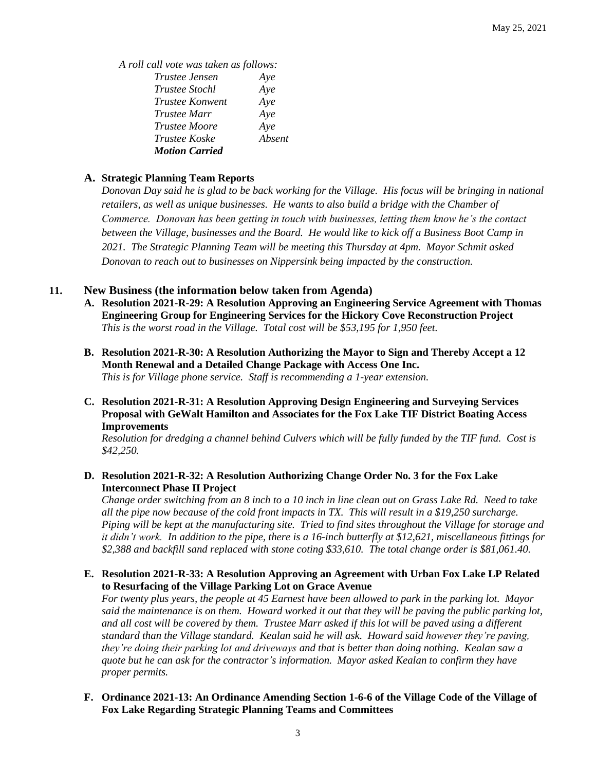*A roll call vote was taken as follows:*

| | |
|---|---|
| *Trustee Jensen* | *Aye* |
| *Trustee Stochl* | *Aye* |
| *Trustee Konwent* | *Aye* |
| *Trustee Marr* | *Aye* |
| *Trustee Moore* | *Aye* |
| *Trustee Koske* | *Absent* |
| ***Motion Carried*** | |

**A. Strategic Planning Team Reports**

*Donovan Day said he is glad to be back working for the Village. His focus will be bringing in national retailers, as well as unique businesses. He wants to also build a bridge with the Chamber of Commerce. Donovan has been getting in touch with businesses, letting them know he's the contact between the Village, businesses and the Board. He would like to kick off a Business Boot Camp in 2021. The Strategic Planning Team will be meeting this Thursday at 4pm. Mayor Schmit asked Donovan to reach out to businesses on Nippersink being impacted by the construction.*

## 11. New Business (the information below taken from Agenda)

**A. Resolution 2021-R-29: A Resolution Approving an Engineering Service Agreement with Thomas Engineering Group for Engineering Services for the Hickory Cove Reconstruction Project**

*This is the worst road in the Village. Total cost will be $53,195 for 1,950 feet.*

**B. Resolution 2021-R-30: A Resolution Authorizing the Mayor to Sign and Thereby Accept a 12 Month Renewal and a Detailed Change Package with Access One Inc.**

*This is for Village phone service. Staff is recommending a 1-year extension.*

**C. Resolution 2021-R-31: A Resolution Approving Design Engineering and Surveying Services Proposal with GeWalt Hamilton and Associates for the Fox Lake TIF District Boating Access Improvements**

*Resolution for dredging a channel behind Culvers which will be fully funded by the TIF fund. Cost is $42,250.*

**D. Resolution 2021-R-32: A Resolution Authorizing Change Order No. 3 for the Fox Lake Interconnect Phase II Project**

*Change order switching from an 8 inch to a 10 inch in line clean out on Grass Lake Rd. Need to take all the pipe now because of the cold front impacts in TX. This will result in a $19,250 surcharge. Piping will be kept at the manufacturing site. Tried to find sites throughout the Village for storage and it didn't work. In addition to the pipe, there is a 16-inch butterfly at $12,621, miscellaneous fittings for $2,388 and backfill sand replaced with stone coting $33,610. The total change order is $81,061.40.*

**E. Resolution 2021-R-33: A Resolution Approving an Agreement with Urban Fox Lake LP Related to Resurfacing of the Village Parking Lot on Grace Avenue**

*For twenty plus years, the people at 45 Earnest have been allowed to park in the parking lot. Mayor said the maintenance is on them. Howard worked it out that they will be paving the public parking lot, and all cost will be covered by them. Trustee Marr asked if this lot will be paved using a different standard than the Village standard. Kealan said he will ask. Howard said however they're paving, they're doing their parking lot and driveways and that is better than doing nothing. Kealan saw a quote but he can ask for the contractor's information. Mayor asked Kealan to confirm they have proper permits.*

**F. Ordinance 2021-13: An Ordinance Amending Section 1-6-6 of the Village Code of the Village of Fox Lake Regarding Strategic Planning Teams and Committees**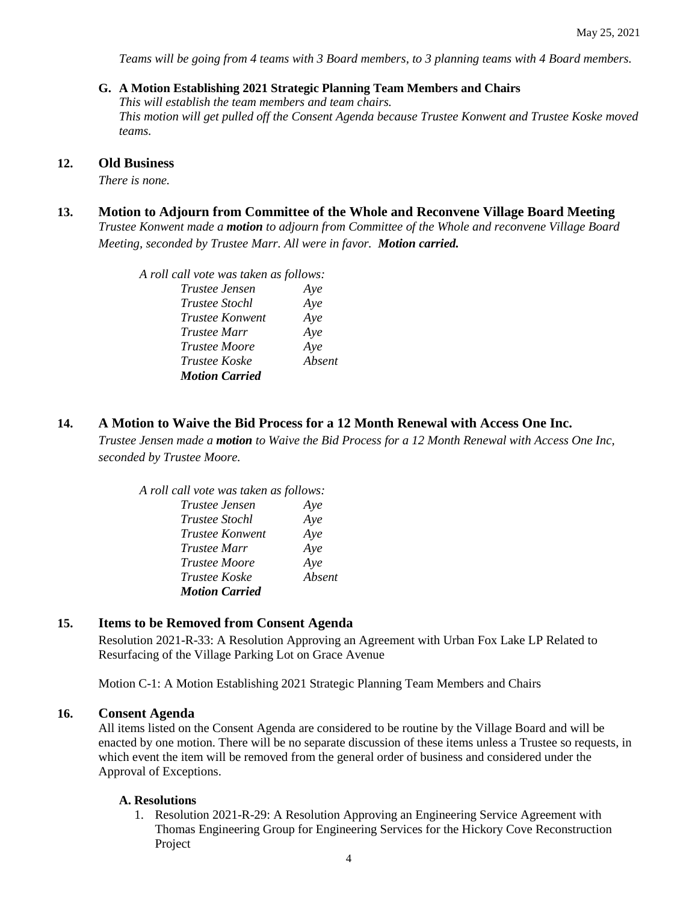*Teams will be going from 4 teams with 3 Board members, to 3 planning teams with 4 Board members.*

**G. A Motion Establishing 2021 Strategic Planning Team Members and Chairs**

*This will establish the team members and team chairs.*
*This motion will get pulled off the Consent Agenda because Trustee Konwent and Trustee Koske moved teams.*

## 12. Old Business

*There is none.*

## 13. Motion to Adjourn from Committee of the Whole and Reconvene Village Board Meeting

*Trustee Konwent made a* ***motion*** *to adjourn from Committee of the Whole and reconvene Village Board Meeting, seconded by Trustee Marr. All were in favor.* ***Motion carried.***

*A roll call vote was taken as follows:*

| | |
|---|---|
| *Trustee Jensen* | *Aye* |
| *Trustee Stochl* | *Aye* |
| *Trustee Konwent* | *Aye* |
| *Trustee Marr* | *Aye* |
| *Trustee Moore* | *Aye* |
| *Trustee Koske* | *Absent* |
| ***Motion Carried*** | |

## 14. A Motion to Waive the Bid Process for a 12 Month Renewal with Access One Inc.

*Trustee Jensen made a* ***motion*** *to Waive the Bid Process for a 12 Month Renewal with Access One Inc, seconded by Trustee Moore.*

*A roll call vote was taken as follows:*

| | |
|---|---|
| *Trustee Jensen* | *Aye* |
| *Trustee Stochl* | *Aye* |
| *Trustee Konwent* | *Aye* |
| *Trustee Marr* | *Aye* |
| *Trustee Moore* | *Aye* |
| *Trustee Koske* | *Absent* |
| ***Motion Carried*** | |

## 15. Items to be Removed from Consent Agenda

Resolution 2021-R-33: A Resolution Approving an Agreement with Urban Fox Lake LP Related to Resurfacing of the Village Parking Lot on Grace Avenue

Motion C-1: A Motion Establishing 2021 Strategic Planning Team Members and Chairs

## 16. Consent Agenda

All items listed on the Consent Agenda are considered to be routine by the Village Board and will be enacted by one motion. There will be no separate discussion of these items unless a Trustee so requests, in which event the item will be removed from the general order of business and considered under the Approval of Exceptions.

**A. Resolutions**

1. Resolution 2021-R-29: A Resolution Approving an Engineering Service Agreement with Thomas Engineering Group for Engineering Services for the Hickory Cove Reconstruction Project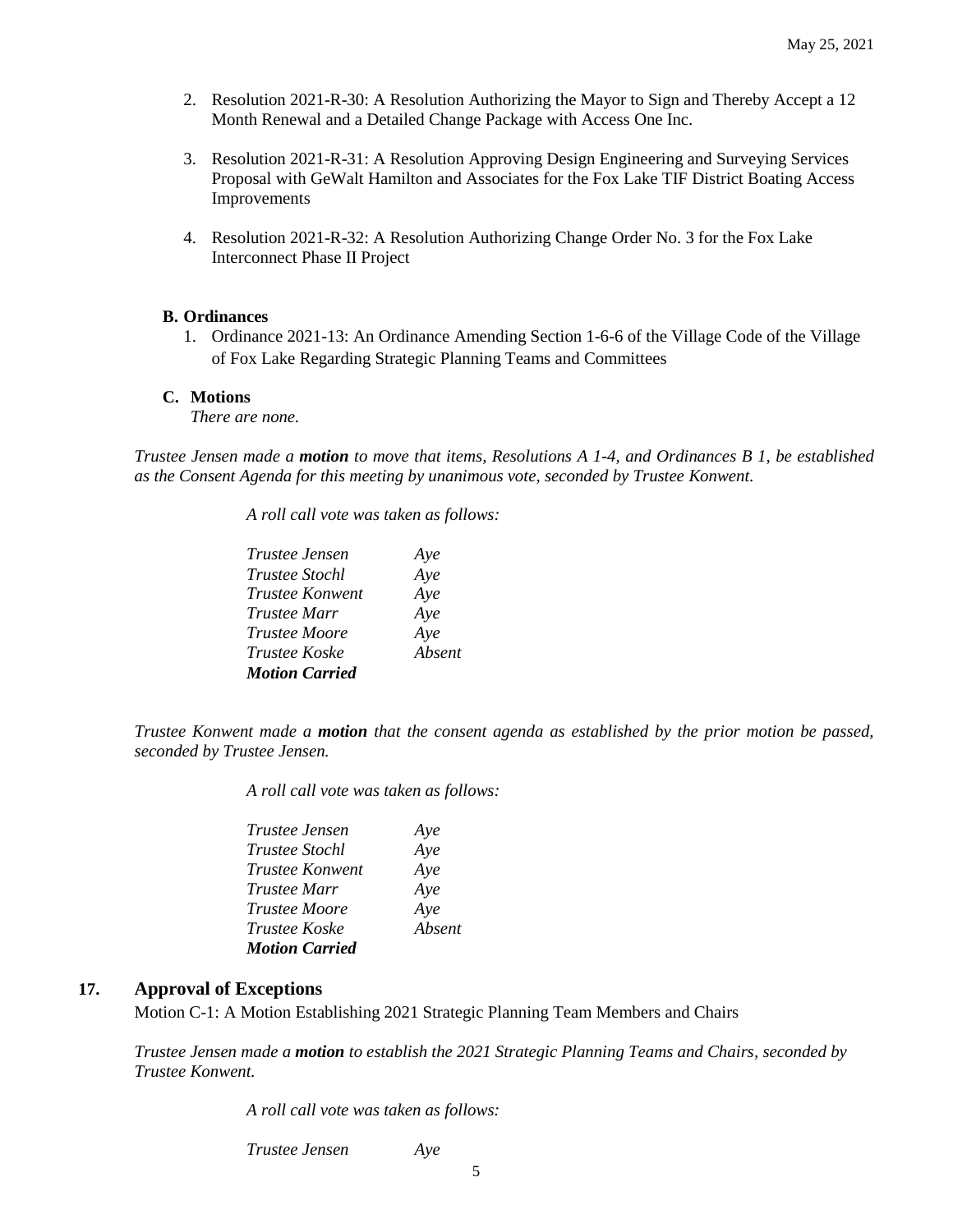2. Resolution 2021-R-30: A Resolution Authorizing the Mayor to Sign and Thereby Accept a 12 Month Renewal and a Detailed Change Package with Access One Inc.

3. Resolution 2021-R-31: A Resolution Approving Design Engineering and Surveying Services Proposal with GeWalt Hamilton and Associates for the Fox Lake TIF District Boating Access Improvements

4. Resolution 2021-R-32: A Resolution Authorizing Change Order No. 3 for the Fox Lake Interconnect Phase II Project

**B. Ordinances**

1. Ordinance 2021-13: An Ordinance Amending Section 1-6-6 of the Village Code of the Village of Fox Lake Regarding Strategic Planning Teams and Committees

**C. Motions**

*There are none.*

*Trustee Jensen made a **motion** to move that items, Resolutions A 1-4, and Ordinances B 1, be established as the Consent Agenda for this meeting by unanimous vote, seconded by Trustee Konwent.*

*A roll call vote was taken as follows:*

*Trustee Jensen* *Aye*
*Trustee Stochl* *Aye*
*Trustee Konwent* *Aye*
*Trustee Marr* *Aye*
*Trustee Moore* *Aye*
*Trustee Koske* *Absent*
***Motion Carried***

*Trustee Konwent made a **motion** that the consent agenda as established by the prior motion be passed, seconded by Trustee Jensen.*

*A roll call vote was taken as follows:*

*Trustee Jensen* *Aye*
*Trustee Stochl* *Aye*
*Trustee Konwent* *Aye*
*Trustee Marr* *Aye*
*Trustee Moore* *Aye*
*Trustee Koske* *Absent*
***Motion Carried***

## 17. Approval of Exceptions

Motion C-1: A Motion Establishing 2021 Strategic Planning Team Members and Chairs

*Trustee Jensen made a **motion** to establish the 2021 Strategic Planning Teams and Chairs, seconded by Trustee Konwent.*

*A roll call vote was taken as follows:*

*Trustee Jensen* *Aye*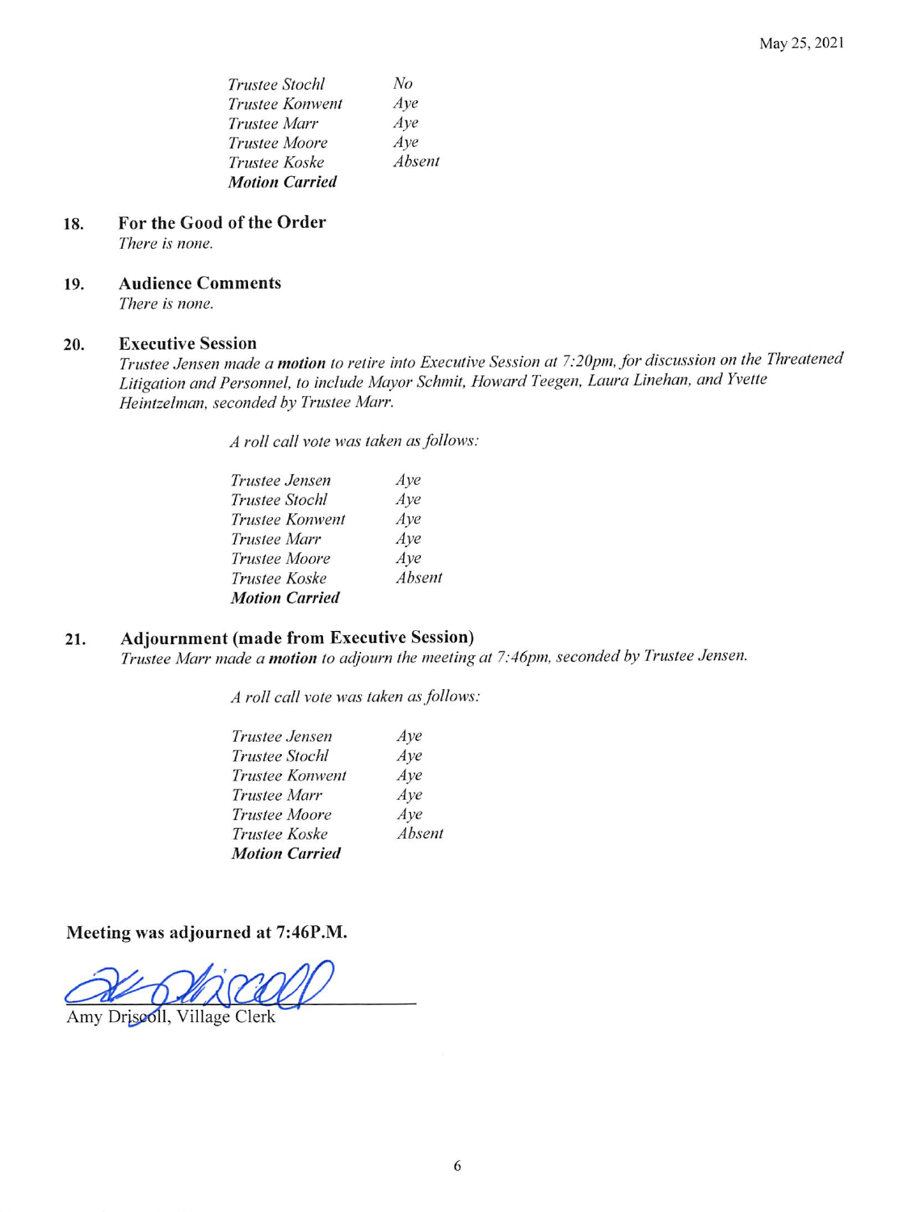| | |
|---|---|
| *Trustee Stochl* | *No* |
| *Trustee Konwent* | *Aye* |
| *Trustee Marr* | *Aye* |
| *Trustee Moore* | *Aye* |
| *Trustee Koske* | *Absent* |
| ***Motion Carried*** | |

## 18. For the Good of the Order

*There is none.*

## 19. Audience Comments

*There is none.*

## 20. Executive Session

*Trustee Jensen made a **motion** to retire into Executive Session at 7:20pm, for discussion on the Threatened Litigation and Personnel, to include Mayor Schmit, Howard Teegen, Laura Linehan, and Yvette Heintzelman, seconded by Trustee Marr.*

*A roll call vote was taken as follows:*

| | |
|---|---|
| *Trustee Jensen* | *Aye* |
| *Trustee Stochl* | *Aye* |
| *Trustee Konwent* | *Aye* |
| *Trustee Marr* | *Aye* |
| *Trustee Moore* | *Aye* |
| *Trustee Koske* | *Absent* |
| ***Motion Carried*** | |

## 21. Adjournment (made from Executive Session)

*Trustee Marr made a **motion** to adjourn the meeting at 7:46pm, seconded by Trustee Jensen.*

*A roll call vote was taken as follows:*

| | |
|---|---|
| *Trustee Jensen* | *Aye* |
| *Trustee Stochl* | *Aye* |
| *Trustee Konwent* | *Aye* |
| *Trustee Marr* | *Aye* |
| *Trustee Moore* | *Aye* |
| *Trustee Koske* | *Absent* |
| ***Motion Carried*** | |

**Meeting was adjourned at 7:46P.M.**

Amy Driscoll, Village Clerk